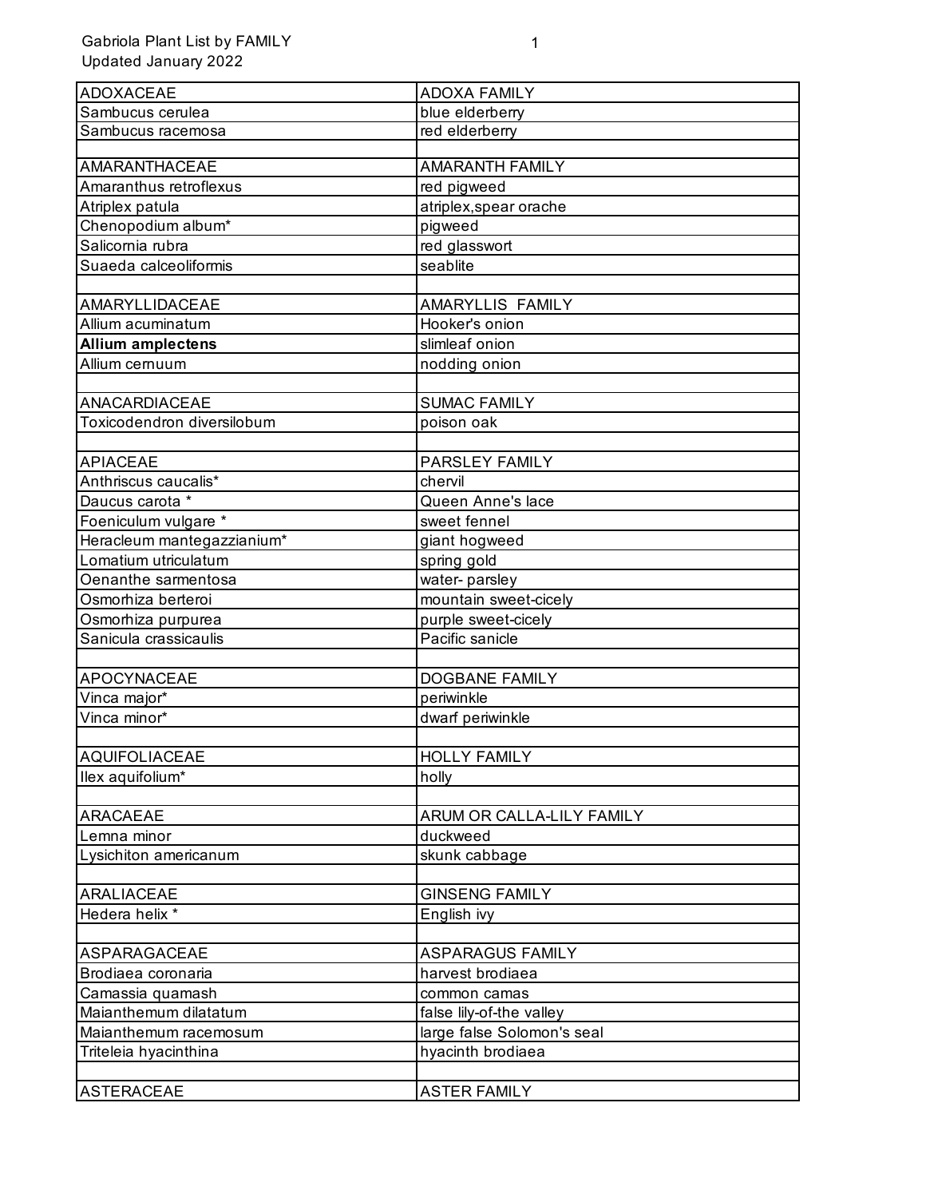Gabriola Plant List by FAMILY
Updated January 2022

| ADOXACEAE | ADOXA FAMILY |
|---|---|
| Sambucus cerulea | blue elderberry |
| Sambucus racemosa | red elderberry |
| | |
| AMARANTHACEAE | AMARANTH FAMILY |
| Amaranthus retroflexus | red pigweed |
| Atriplex patula | atriplex,spear orache |
| Chenopodium album* | pigweed |
| Salicornia rubra | red glasswort |
| Suaeda calceoliformis | seablite |
| | |
| AMARYLLIDACEAE | AMARYLLIS  FAMILY |
| Allium acuminatum | Hooker's onion |
| **Allium amplectens** | slimleaf onion |
| Allium cernuum | nodding onion |
| | |
| ANACARDIACEAE | SUMAC FAMILY |
| Toxicodendron diversilobum | poison oak |
| | |
| APIACEAE | PARSLEY FAMILY |
| Anthriscus caucalis* | chervil |
| Daucus carota * | Queen Anne's lace |
| Foeniculum vulgare * | sweet fennel |
| Heracleum mantegazzianium* | giant hogweed |
| Lomatium utriculatum | spring gold |
| Oenanthe sarmentosa | water- parsley |
| Osmorhiza berteroi | mountain sweet-cicely |
| Osmorhiza purpurea | purple sweet-cicely |
| Sanicula crassicaulis | Pacific sanicle |
| | |
| APOCYNACEAE | DOGBANE FAMILY |
| Vinca major* | periwinkle |
| Vinca minor* | dwarf periwinkle |
| | |
| AQUIFOLIACEAE | HOLLY FAMILY |
| Ilex aquifolium* | holly |
| | |
| ARACAEAE | ARUM OR CALLA-LILY FAMILY |
| Lemna minor | duckweed |
| Lysichiton americanum | skunk cabbage |
| | |
| ARALIACEAE | GINSENG FAMILY |
| Hedera helix * | English ivy |
| | |
| ASPARAGACEAE | ASPARAGUS FAMILY |
| Brodiaea coronaria | harvest brodiaea |
| Camassia quamash | common camas |
| Maianthemum dilatatum | false lily-of-the valley |
| Maianthemum racemosum | large false Solomon's seal |
| Triteleia hyacinthina | hyacinth brodiaea |
| | |
| ASTERACEAE | ASTER FAMILY |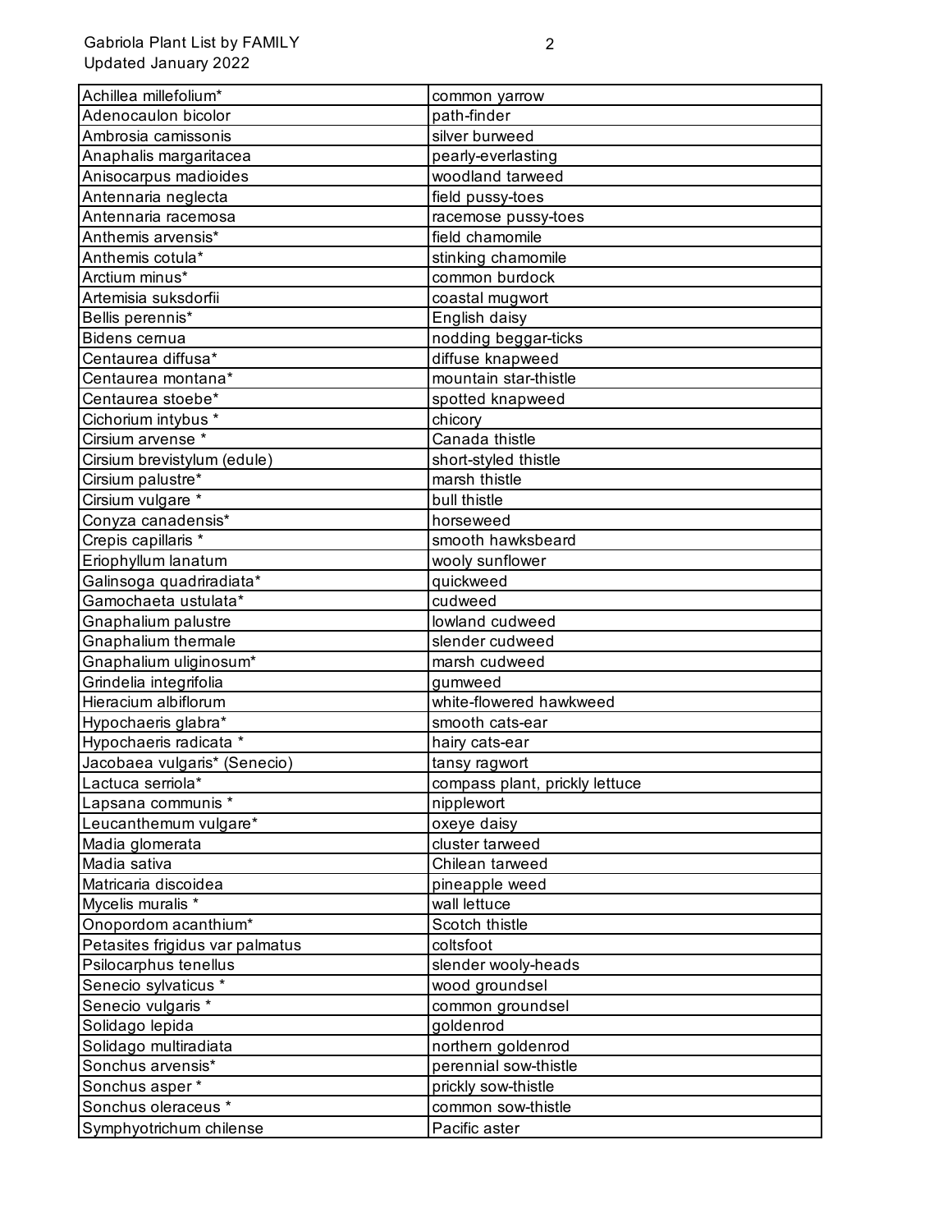| Achillea millefolium* | common yarrow |
|---|---|
| Adenocaulon bicolor | path-finder |
| Ambrosia camissonis | silver burweed |
| Anaphalis margaritacea | pearly-everlasting |
| Anisocarpus madioides | woodland tarweed |
| Antennaria neglecta | field pussy-toes |
| Antennaria racemosa | racemose pussy-toes |
| Anthemis arvensis* | field chamomile |
| Anthemis cotula* | stinking chamomile |
| Arctium minus* | common burdock |
| Artemisia suksdorfii | coastal mugwort |
| Bellis perennis* | English daisy |
| Bidens cernua | nodding beggar-ticks |
| Centaurea diffusa* | diffuse knapweed |
| Centaurea montana* | mountain star-thistle |
| Centaurea stoebe* | spotted knapweed |
| Cichorium intybus * | chicory |
| Cirsium arvense * | Canada thistle |
| Cirsium brevistylum (edule) | short-styled thistle |
| Cirsium palustre* | marsh thistle |
| Cirsium vulgare * | bull thistle |
| Conyza canadensis* | horseweed |
| Crepis capillaris * | smooth hawksbeard |
| Eriophyllum lanatum | wooly sunflower |
| Galinsoga quadriradiata* | quickweed |
| Gamochaeta ustulata* | cudweed |
| Gnaphalium palustre | lowland cudweed |
| Gnaphalium thermale | slender cudweed |
| Gnaphalium uliginosum* | marsh cudweed |
| Grindelia integrifolia | gumweed |
| Hieracium albiflorum | white-flowered hawkweed |
| Hypochaeris glabra* | smooth cats-ear |
| Hypochaeris radicata * | hairy cats-ear |
| Jacobaea vulgaris* (Senecio) | tansy ragwort |
| Lactuca serriola* | compass plant, prickly lettuce |
| Lapsana communis * | nipplewort |
| Leucanthemum vulgare* | oxeye daisy |
| Madia glomerata | cluster tarweed |
| Madia sativa | Chilean tarweed |
| Matricaria discoidea | pineapple weed |
| Mycelis muralis * | wall lettuce |
| Onopordom acanthium* | Scotch thistle |
| Petasites frigidus var palmatus | coltsfoot |
| Psilocarphus tenellus | slender wooly-heads |
| Senecio sylvaticus * | wood groundsel |
| Senecio vulgaris * | common groundsel |
| Solidago lepida | goldenrod |
| Solidago multiradiata | northern goldenrod |
| Sonchus arvensis* | perennial sow-thistle |
| Sonchus asper * | prickly sow-thistle |
| Sonchus oleraceus * | common sow-thistle |
| Symphyotrichum chilense | Pacific aster |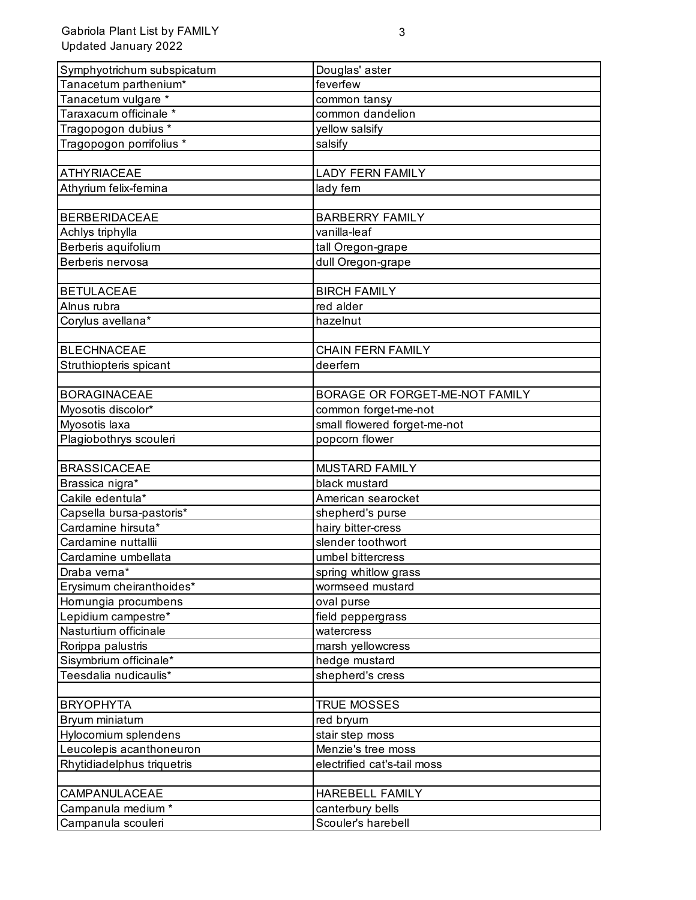| | |
|---|---|
| Symphyotrichum subspicatum | Douglas' aster |
| Tanacetum parthenium* | feverfew |
| Tanacetum vulgare * | common tansy |
| Taraxacum officinale * | common dandelion |
| Tragopogon dubius * | yellow salsify |
| Tragopogon porrifolius * | salsify |
| | |
| ATHYRIACEAE | LADY FERN FAMILY |
| Athyrium felix-femina | lady fern |
| | |
| BERBERIDACEAE | BARBERRY FAMILY |
| Achlys triphylla | vanilla-leaf |
| Berberis aquifolium | tall Oregon-grape |
| Berberis nervosa | dull Oregon-grape |
| | |
| BETULACEAE | BIRCH FAMILY |
| Alnus rubra | red alder |
| Corylus avellana* | hazelnut |
| | |
| BLECHNACEAE | CHAIN FERN FAMILY |
| Struthiopteris spicant | deerfern |
| | |
| BORAGINACEAE | BORAGE OR FORGET-ME-NOT FAMILY |
| Myosotis discolor* | common forget-me-not |
| Myosotis laxa | small flowered forget-me-not |
| Plagiobothrys scouleri | popcorn flower |
| | |
| BRASSICACEAE | MUSTARD FAMILY |
| Brassica nigra* | black mustard |
| Cakile edentula* | American searocket |
| Capsella bursa-pastoris* | shepherd's purse |
| Cardamine hirsuta* | hairy bitter-cress |
| Cardamine nuttallii | slender toothwort |
| Cardamine umbellata | umbel bittercress |
| Draba verna* | spring whitlow grass |
| Erysimum cheiranthoides* | wormseed mustard |
| Hornungia procumbens | oval purse |
| Lepidium campestre* | field peppergrass |
| Nasturtium officinale | watercress |
| Rorippa palustris | marsh yellowcress |
| Sisymbrium officinale* | hedge mustard |
| Teesdalia nudicaulis* | shepherd's cress |
| | |
| BRYOPHYTA | TRUE MOSSES |
| Bryum miniatum | red bryum |
| Hylocomium splendens | stair step moss |
| Leucolepis acanthoneuron | Menzie's tree moss |
| Rhytidiadelphus triquetris | electrified cat's-tail moss |
| | |
| CAMPANULACEAE | HAREBELL FAMILY |
| Campanula medium * | canterbury bells |
| Campanula scouleri | Scouler's harebell |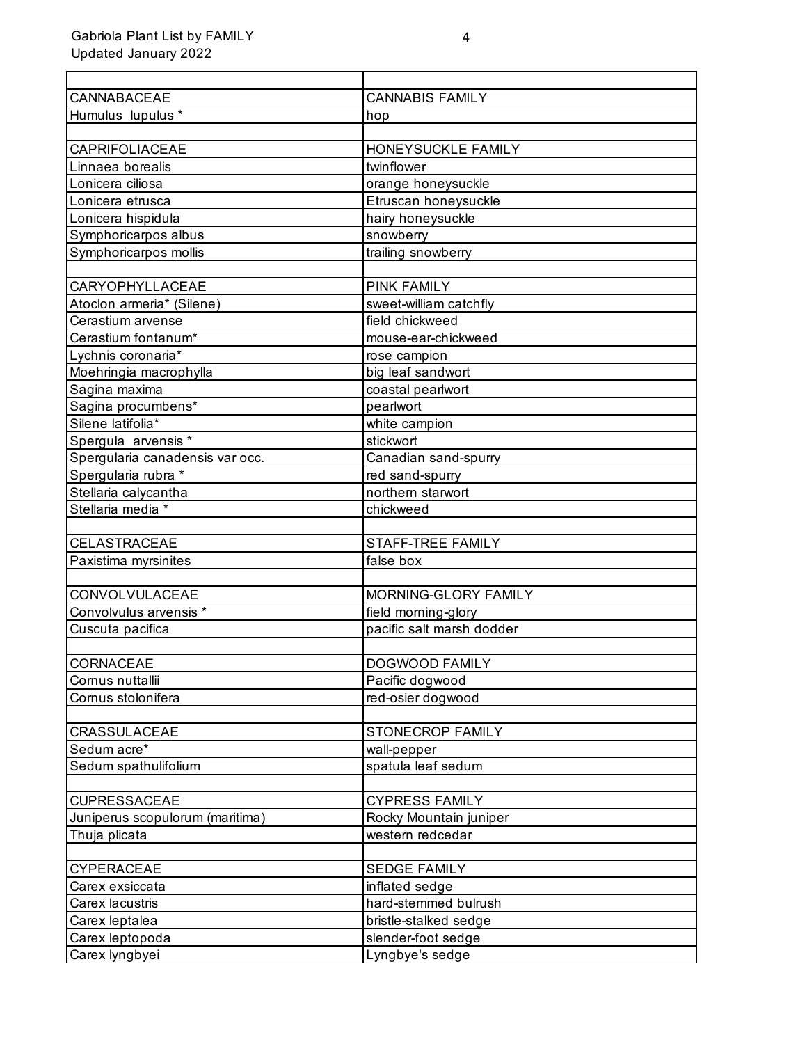| | |
|---|---|
| CANNABACEAE | CANNABIS FAMILY |
| Humulus  lupulus * | hop |
| | |
| CAPRIFOLIACEAE | HONEYSUCKLE FAMILY |
| Linnaea borealis | twinflower |
| Lonicera ciliosa | orange honeysuckle |
| Lonicera etrusca | Etruscan honeysuckle |
| Lonicera hispidula | hairy honeysuckle |
| Symphoricarpos albus | snowberry |
| Symphoricarpos mollis | trailing snowberry |
| | |
| CARYOPHYLLACEAE | PINK FAMILY |
| Atoclon armeria* (Silene) | sweet-william catchfly |
| Cerastium arvense | field chickweed |
| Cerastium fontanum* | mouse-ear-chickweed |
| Lychnis coronaria* | rose campion |
| Moehringia macrophylla | big leaf sandwort |
| Sagina maxima | coastal pearlwort |
| Sagina procumbens* | pearlwort |
| Silene latifolia* | white campion |
| Spergula  arvensis * | stickwort |
| Spergularia canadensis var occ. | Canadian sand-spurry |
| Spergularia rubra * | red sand-spurry |
| Stellaria calycantha | northern starwort |
| Stellaria media * | chickweed |
| | |
| CELASTRACEAE | STAFF-TREE FAMILY |
| Paxistima myrsinites | false box |
| | |
| CONVOLVULACEAE | MORNING-GLORY FAMILY |
| Convolvulus arvensis * | field morning-glory |
| Cuscuta pacifica | pacific salt marsh dodder |
| | |
| CORNACEAE | DOGWOOD FAMILY |
| Cornus nuttallii | Pacific dogwood |
| Cornus stolonifera | red-osier dogwood |
| | |
| CRASSULACEAE | STONECROP FAMILY |
| Sedum acre* | wall-pepper |
| Sedum spathulifolium | spatula leaf sedum |
| | |
| CUPRESSACEAE | CYPRESS FAMILY |
| Juniperus scopulorum (maritima) | Rocky Mountain juniper |
| Thuja plicata | western redcedar |
| | |
| CYPERACEAE | SEDGE FAMILY |
| Carex exsiccata | inflated sedge |
| Carex lacustris | hard-stemmed bulrush |
| Carex leptalea | bristle-stalked sedge |
| Carex leptopoda | slender-foot sedge |
| Carex lyngbyei | Lyngbye's sedge |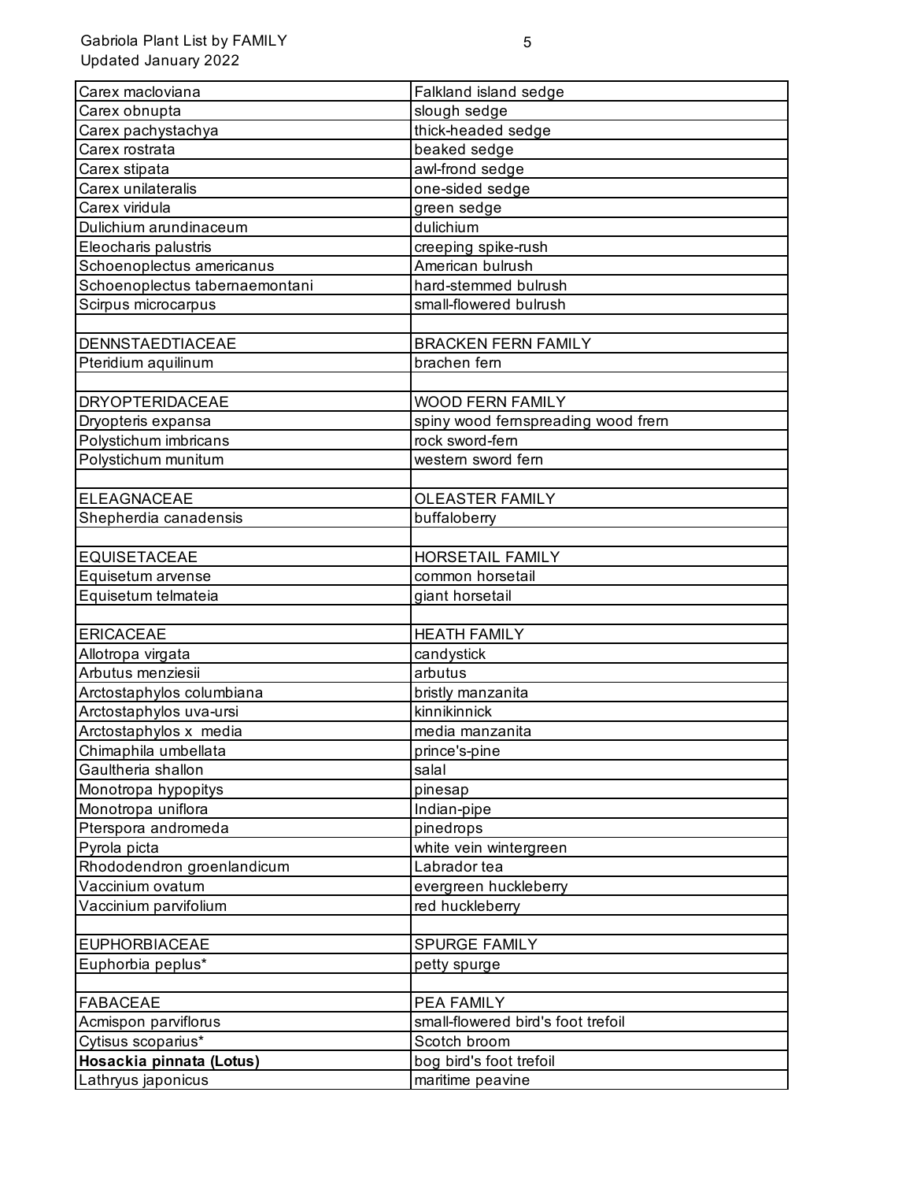| | |
|---|---|
| Carex macloviana | Falkland island sedge |
| Carex obnupta | slough sedge |
| Carex pachystachya | thick-headed sedge |
| Carex rostrata | beaked sedge |
| Carex stipata | awl-frond sedge |
| Carex unilateralis | one-sided sedge |
| Carex viridula | green sedge |
| Dulichium arundinaceum | dulichium |
| Eleocharis palustris | creeping spike-rush |
| Schoenoplectus americanus | American bulrush |
| Schoenoplectus tabernaemontani | hard-stemmed bulrush |
| Scirpus microcarpus | small-flowered bulrush |
| | |
| DENNSTAEDTIACEAE | BRACKEN FERN FAMILY |
| Pteridium aquilinum | brachen fern |
| | |
| DRYOPTERIDACEAE | WOOD FERN FAMILY |
| Dryopteris expansa | spiny wood fernspreading wood frern |
| Polystichum imbricans | rock sword-fern |
| Polystichum munitum | western sword fern |
| | |
| ELEAGNACEAE | OLEASTER FAMILY |
| Shepherdia canadensis | buffaloberry |
| | |
| EQUISETACEAE | HORSETAIL FAMILY |
| Equisetum arvense | common horsetail |
| Equisetum telmateia | giant horsetail |
| | |
| ERICACEAE | HEATH FAMILY |
| Allotropa virgata | candystick |
| Arbutus menziesii | arbutus |
| Arctostaphylos columbiana | bristly manzanita |
| Arctostaphylos uva-ursi | kinnikinnick |
| Arctostaphylos x media | media manzanita |
| Chimaphila umbellata | prince's-pine |
| Gaultheria shallon | salal |
| Monotropa hypopitys | pinesap |
| Monotropa uniflora | Indian-pipe |
| Pterspora andromeda | pinedrops |
| Pyrola picta | white vein wintergreen |
| Rhododendron groenlandicum | Labrador tea |
| Vaccinium ovatum | evergreen huckleberry |
| Vaccinium parvifolium | red huckleberry |
| | |
| EUPHORBIACEAE | SPURGE FAMILY |
| Euphorbia peplus* | petty spurge |
| | |
| FABACEAE | PEA FAMILY |
| Acmispon parviflorus | small-flowered bird's foot trefoil |
| Cytisus scoparius* | Scotch broom |
| **Hosackia pinnata (Lotus)** | bog bird's foot trefoil |
| Lathryus japonicus | maritime peavine |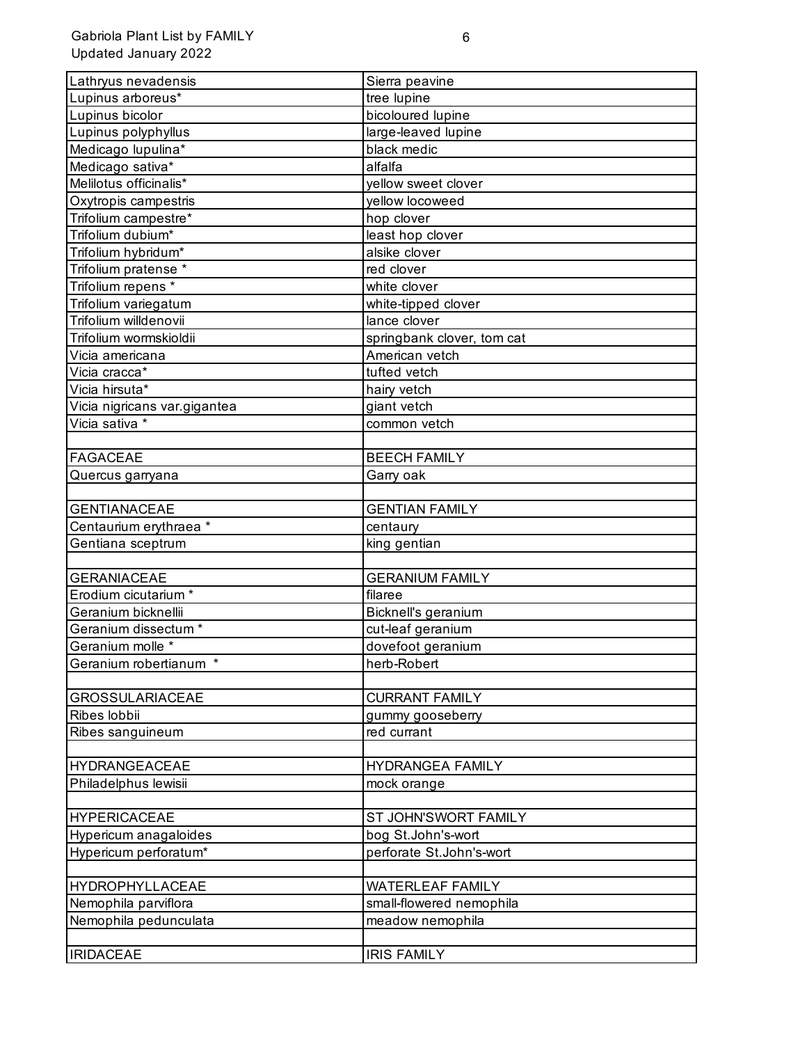| Lathryus nevadensis | Sierra peavine |
| --- | --- |
| Lupinus arboreus* | tree lupine |
| Lupinus bicolor | bicoloured lupine |
| Lupinus polyphyllus | large-leaved lupine |
| Medicago lupulina* | black medic |
| Medicago sativa* | alfalfa |
| Melilotus officinalis* | yellow sweet clover |
| Oxytropis campestris | yellow locoweed |
| Trifolium campestre* | hop clover |
| Trifolium dubium* | least hop clover |
| Trifolium hybridum* | alsike clover |
| Trifolium pratense * | red clover |
| Trifolium repens * | white clover |
| Trifolium variegatum | white-tipped clover |
| Trifolium willdenovii | lance clover |
| Trifolium wormskioldii | springbank clover, tom cat |
| Vicia americana | American vetch |
| Vicia cracca* | tufted vetch |
| Vicia hirsuta* | hairy vetch |
| Vicia nigricans var.gigantea | giant vetch |
| Vicia sativa * | common vetch |
| | |
| FAGACEAE | BEECH FAMILY |
| Quercus garryana | Garry oak |
| | |
| GENTIANACEAE | GENTIAN FAMILY |
| Centaurium erythraea * | centaury |
| Gentiana sceptrum | king gentian |
| | |
| GERANIACEAE | GERANIUM FAMILY |
| Erodium cicutarium * | filaree |
| Geranium bicknellii | Bicknell's geranium |
| Geranium dissectum * | cut-leaf geranium |
| Geranium molle * | dovefoot geranium |
| Geranium robertianum * | herb-Robert |
| | |
| GROSSULARIACEAE | CURRANT FAMILY |
| Ribes lobbii | gummy gooseberry |
| Ribes sanguineum | red currant |
| | |
| HYDRANGEACEAE | HYDRANGEA FAMILY |
| Philadelphus lewisii | mock orange |
| | |
| HYPERICACEAE | ST JOHN'SWORT FAMILY |
| Hypericum anagaloides | bog St.John's-wort |
| Hypericum perforatum* | perforate St.John's-wort |
| | |
| HYDROPHYLLACEAE | WATERLEAF FAMILY |
| Nemophila parviflora | small-flowered nemophila |
| Nemophila pedunculata | meadow nemophila |
| | |
| IRIDACEAE | IRIS FAMILY |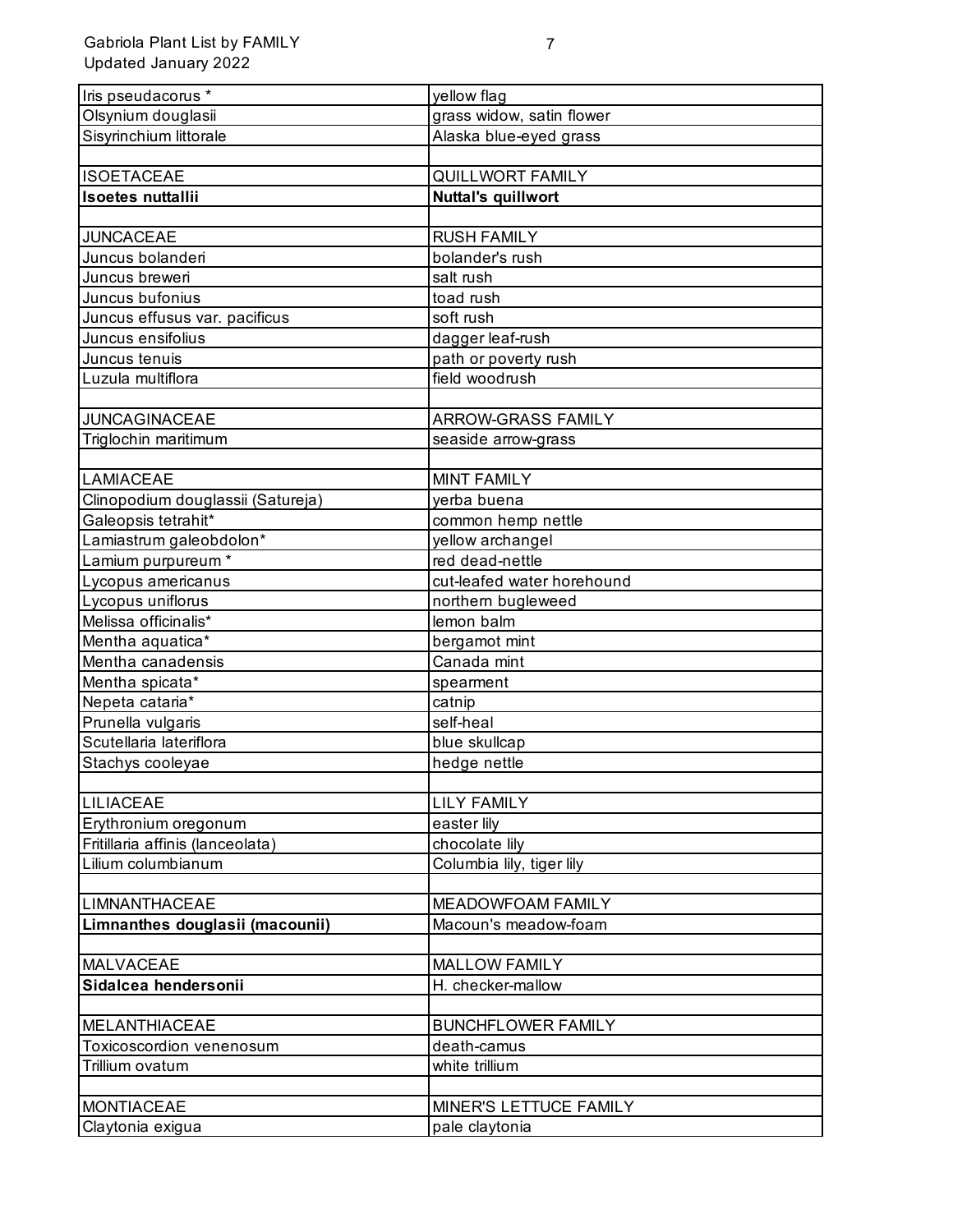| | |
|---|---|
| Iris pseudacorus * | yellow flag |
| Olsynium douglasii | grass widow, satin flower |
| Sisyrinchium littorale | Alaska blue-eyed grass |
| | |
| ISOETACEAE | QUILLWORT FAMILY |
| **Isoetes nuttallii** | **Nuttal's quillwort** |
| | |
| JUNCACEAE | RUSH FAMILY |
| Juncus bolanderi | bolander's rush |
| Juncus breweri | salt rush |
| Juncus bufonius | toad rush |
| Juncus effusus var. pacificus | soft rush |
| Juncus ensifolius | dagger leaf-rush |
| Juncus tenuis | path or poverty rush |
| Luzula multiflora | field woodrush |
| | |
| JUNCAGINACEAE | ARROW-GRASS FAMILY |
| Triglochin maritimum | seaside arrow-grass |
| | |
| LAMIACEAE | MINT FAMILY |
| Clinopodium douglassii (Satureja) | yerba buena |
| Galeopsis tetrahit* | common hemp nettle |
| Lamiastrum galeobdolon* | yellow archangel |
| Lamium purpureum * | red dead-nettle |
| Lycopus americanus | cut-leafed water horehound |
| Lycopus uniflorus | northern bugleweed |
| Melissa officinalis* | lemon balm |
| Mentha aquatica* | bergamot mint |
| Mentha canadensis | Canada mint |
| Mentha spicata* | spearment |
| Nepeta cataria* | catnip |
| Prunella vulgaris | self-heal |
| Scutellaria lateriflora | blue skullcap |
| Stachys cooleyae | hedge nettle |
| | |
| LILIACEAE | LILY FAMILY |
| Erythronium oregonum | easter lily |
| Fritillaria affinis (lanceolata) | chocolate lily |
| Lilium columbianum | Columbia lily, tiger lily |
| | |
| LIMNANTHACEAE | MEADOWFOAM FAMILY |
| **Limnanthes douglasii (macounii)** | Macoun's meadow-foam |
| | |
| MALVACEAE | MALLOW FAMILY |
| **Sidalcea hendersonii** | H. checker-mallow |
| | |
| MELANTHIACEAE | BUNCHFLOWER FAMILY |
| Toxicoscordion venenosum | death-camus |
| Trillium ovatum | white trillium |
| | |
| MONTIACEAE | MINER'S LETTUCE FAMILY |
| Claytonia exigua | pale claytonia |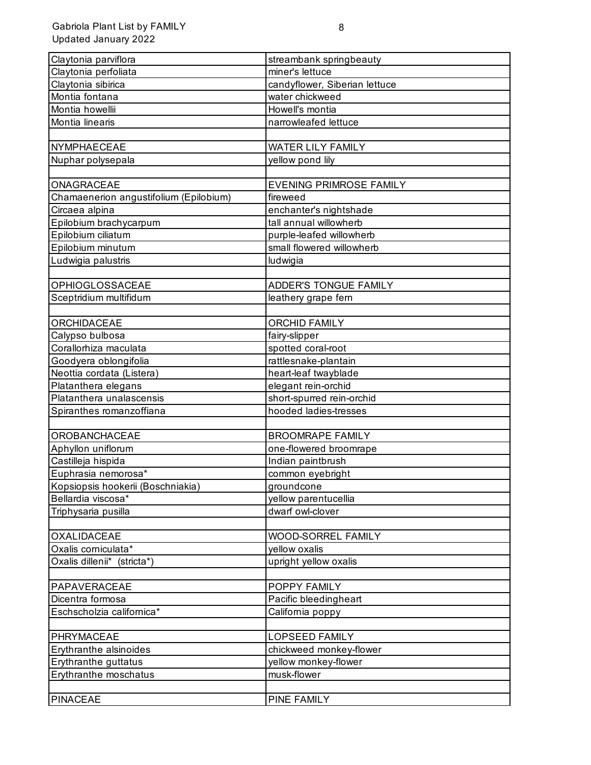| | |
|---|---|
| Claytonia parviflora | streambank springbeauty |
| Claytonia perfoliata | miner's lettuce |
| Claytonia sibirica | candyflower, Siberian lettuce |
| Montia fontana | water chickweed |
| Montia howellii | Howell's montia |
| Montia linearis | narrowleafed lettuce |
| | |
| NYMPHAECEAE | WATER LILY FAMILY |
| Nuphar polysepala | yellow pond lily |
| | |
| ONAGRACEAE | EVENING PRIMROSE FAMILY |
| Chamaenerion angustifolium (Epilobium) | fireweed |
| Circaea alpina | enchanter's nightshade |
| Epilobium brachycarpum | tall annual willowherb |
| Epilobium ciliatum | purple-leafed willowherb |
| Epilobium minutum | small flowered willowherb |
| Ludwigia palustris | ludwigia |
| | |
| OPHIOGLOSSACEAE | ADDER'S TONGUE FAMILY |
| Sceptridium multifidum | leathery grape fern |
| | |
| ORCHIDACEAE | ORCHID FAMILY |
| Calypso bulbosa | fairy-slipper |
| Corallorhiza maculata | spotted coral-root |
| Goodyera oblongifolia | rattlesnake-plantain |
| Neottia cordata (Listera) | heart-leaf twayblade |
| Platanthera elegans | elegant rein-orchid |
| Platanthera unalascensis | short-spurred rein-orchid |
| Spiranthes romanzoffiana | hooded ladies-tresses |
| | |
| OROBANCHACEAE | BROOMRAPE FAMILY |
| Aphyllon uniflorum | one-flowered broomrape |
| Castilleja hispida | Indian paintbrush |
| Euphrasia nemorosa* | common eyebright |
| Kopsiopsis hookerii (Boschniakia) | groundcone |
| Bellardia viscosa* | yellow parentucellia |
| Triphysaria pusilla | dwarf owl-clover |
| | |
| OXALIDACEAE | WOOD-SORREL FAMILY |
| Oxalis corniculata* | yellow oxalis |
| Oxalis dillenii* (stricta*) | upright yellow oxalis |
| | |
| PAPAVERACEAE | POPPY FAMILY |
| Dicentra formosa | Pacific bleedingheart |
| Eschscholzia californica* | California poppy |
| | |
| PHRYMACEAE | LOPSEED FAMILY |
| Erythranthe alsinoides | chickweed monkey-flower |
| Erythranthe guttatus | yellow monkey-flower |
| Erythranthe moschatus | musk-flower |
| | |
| PINACEAE | PINE FAMILY |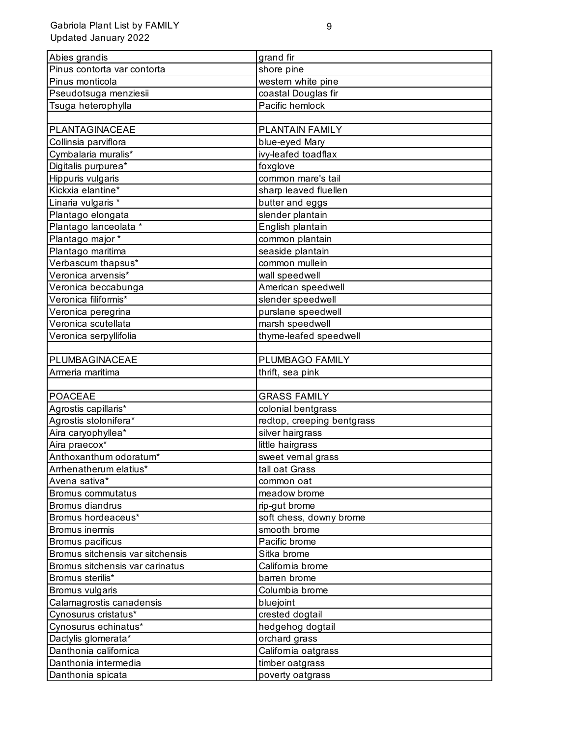| | |
|---|---|
| Abies grandis | grand fir |
| Pinus contorta var contorta | shore pine |
| Pinus monticola | western white pine |
| Pseudotsuga menziesii | coastal Douglas fir |
| Tsuga heterophylla | Pacific hemlock |
| | |
| PLANTAGINACEAE | PLANTAIN FAMILY |
| Collinsia parviflora | blue-eyed Mary |
| Cymbalaria muralis* | ivy-leafed toadflax |
| Digitalis purpurea* | foxglove |
| Hippuris vulgaris | common mare's tail |
| Kickxia elantine* | sharp leaved fluellen |
| Linaria vulgaris * | butter and eggs |
| Plantago elongata | slender plantain |
| Plantago lanceolata * | English plantain |
| Plantago major * | common plantain |
| Plantago maritima | seaside plantain |
| Verbascum thapsus* | common mullein |
| Veronica arvensis* | wall speedwell |
| Veronica beccabunga | American speedwell |
| Veronica filiformis* | slender speedwell |
| Veronica peregrina | purslane speedwell |
| Veronica scutellata | marsh speedwell |
| Veronica serpyllifolia | thyme-leafed speedwell |
| | |
| PLUMBAGINACEAE | PLUMBAGO FAMILY |
| Armeria maritima | thrift, sea pink |
| | |
| POACEAE | GRASS FAMILY |
| Agrostis capillaris* | colonial bentgrass |
| Agrostis stolonifera* | redtop, creeping bentgrass |
| Aira caryophyllea* | silver hairgrass |
| Aira praecox* | little hairgrass |
| Anthoxanthum odoratum* | sweet vernal grass |
| Arrhenatherum elatius* | tall oat Grass |
| Avena sativa* | common oat |
| Bromus commutatus | meadow brome |
| Bromus diandrus | rip-gut brome |
| Bromus hordeaceus* | soft chess, downy brome |
| Bromus inermis | smooth brome |
| Bromus pacificus | Pacific brome |
| Bromus sitchensis var sitchensis | Sitka brome |
| Bromus sitchensis var carinatus | California brome |
| Bromus sterilis* | barren brome |
| Bromus vulgaris | Columbia brome |
| Calamagrostis canadensis | bluejoint |
| Cynosurus cristatus* | crested dogtail |
| Cynosurus echinatus* | hedgehog dogtail |
| Dactylis glomerata* | orchard grass |
| Danthonia californica | California oatgrass |
| Danthonia intermedia | timber oatgrass |
| Danthonia spicata | poverty oatgrass |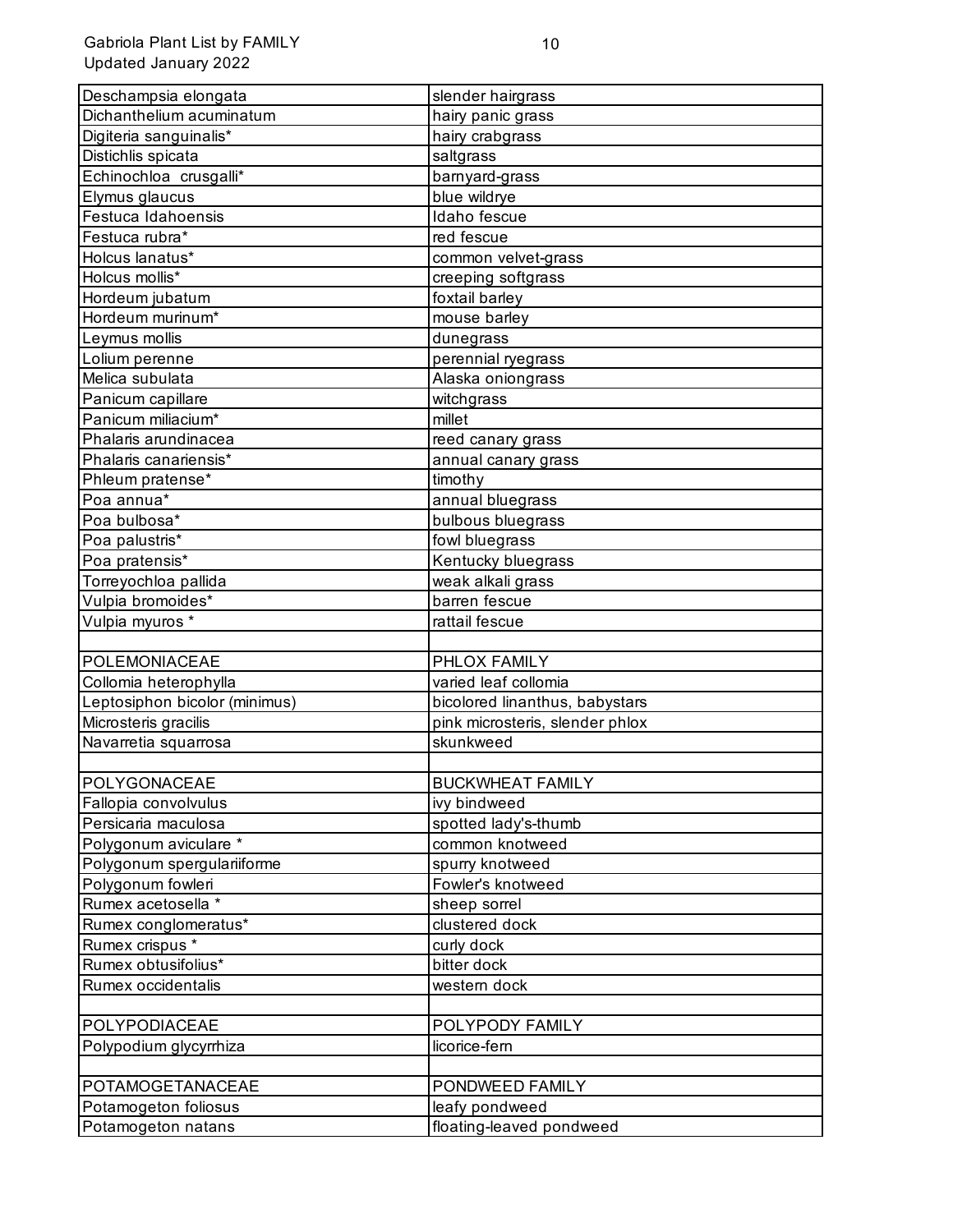| Deschampsia elongata | slender hairgrass |
|---|---|
| Dichanthelium acuminatum | hairy panic grass |
| Digiteria sanguinalis* | hairy crabgrass |
| Distichlis spicata | saltgrass |
| Echinochloa crusgalli* | barnyard-grass |
| Elymus glaucus | blue wildrye |
| Festuca Idahoensis | Idaho fescue |
| Festuca rubra* | red fescue |
| Holcus lanatus* | common velvet-grass |
| Holcus mollis* | creeping softgrass |
| Hordeum jubatum | foxtail barley |
| Hordeum murinum* | mouse barley |
| Leymus mollis | dunegrass |
| Lolium perenne | perennial ryegrass |
| Melica subulata | Alaska oniongrass |
| Panicum capillare | witchgrass |
| Panicum miliacium* | millet |
| Phalaris arundinacea | reed canary grass |
| Phalaris canariensis* | annual canary grass |
| Phleum pratense* | timothy |
| Poa annua* | annual bluegrass |
| Poa bulbosa* | bulbous bluegrass |
| Poa palustris* | fowl bluegrass |
| Poa pratensis* | Kentucky bluegrass |
| Torreyochloa pallida | weak alkali grass |
| Vulpia bromoides* | barren fescue |
| Vulpia myuros * | rattail fescue |
| | |
| POLEMONIACEAE | PHLOX FAMILY |
| Collomia heterophylla | varied leaf collomia |
| Leptosiphon bicolor (minimus) | bicolored linanthus, babystars |
| Microsteris gracilis | pink microsteris, slender phlox |
| Navarretia squarrosa | skunkweed |
| | |
| POLYGONACEAE | BUCKWHEAT FAMILY |
| Fallopia convolvulus | ivy bindweed |
| Persicaria maculosa | spotted lady's-thumb |
| Polygonum aviculare * | common knotweed |
| Polygonum spergulariiforme | spurry knotweed |
| Polygonum fowleri | Fowler's knotweed |
| Rumex acetosella * | sheep sorrel |
| Rumex conglomeratus* | clustered dock |
| Rumex crispus * | curly dock |
| Rumex obtusifolius* | bitter dock |
| Rumex occidentalis | western dock |
| | |
| POLYPODIACEAE | POLYPODY FAMILY |
| Polypodium glycyrrhiza | licorice-fern |
| | |
| POTAMOGETANACEAE | PONDWEED FAMILY |
| Potamogeton foliosus | leafy pondweed |
| Potamogeton natans | floating-leaved pondweed |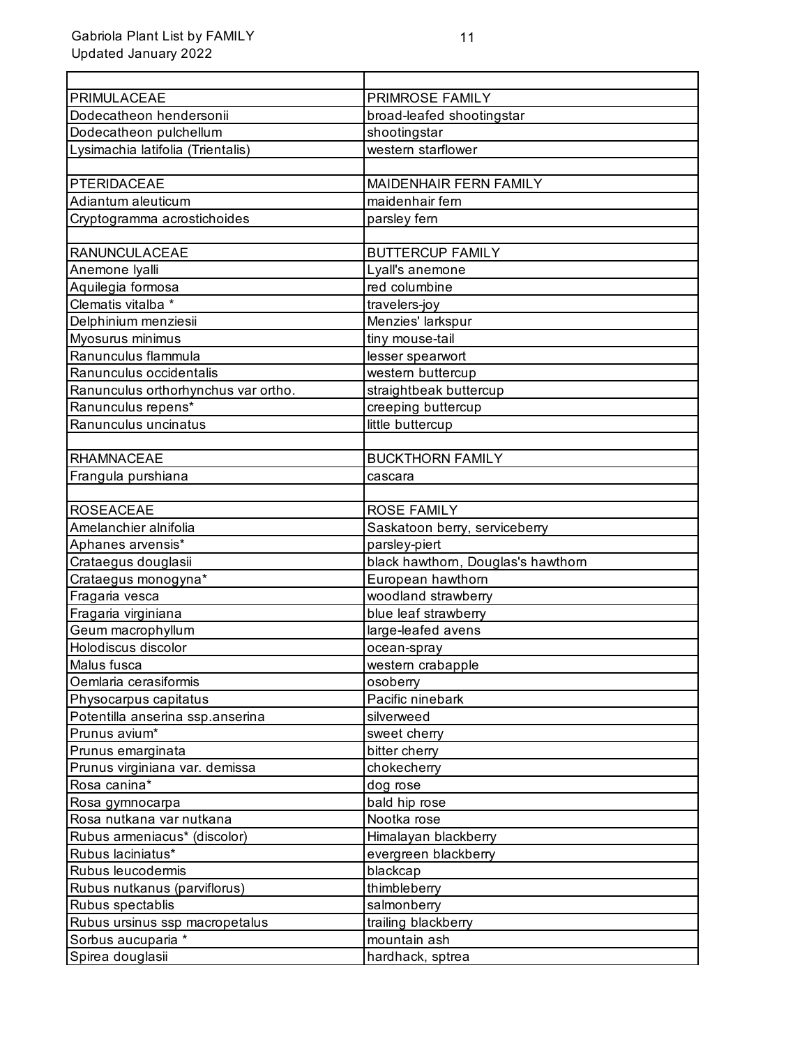| | |
|---|---|
| PRIMULACEAE | PRIMROSE FAMILY |
| Dodecatheon hendersonii | broad-leafed shootingstar |
| Dodecatheon pulchellum | shootingstar |
| Lysimachia latifolia (Trientalis) | western starflower |
| | |
| PTERIDACEAE | MAIDENHAIR FERN FAMILY |
| Adiantum aleuticum | maidenhair fern |
| Cryptogramma acrostichoides | parsley fern |
| | |
| RANUNCULACEAE | BUTTERCUP FAMILY |
| Anemone lyalli | Lyall's anemone |
| Aquilegia formosa | red columbine |
| Clematis vitalba * | travelers-joy |
| Delphinium menziesii | Menzies' larkspur |
| Myosurus minimus | tiny mouse-tail |
| Ranunculus flammula | lesser spearwort |
| Ranunculus occidentalis | western buttercup |
| Ranunculus orthorhynchus var ortho. | straightbeak buttercup |
| Ranunculus repens* | creeping buttercup |
| Ranunculus uncinatus | little buttercup |
| | |
| RHAMNACEAE | BUCKTHORN FAMILY |
| Frangula purshiana | cascara |
| | |
| ROSEACEAE | ROSE FAMILY |
| Amelanchier alnifolia | Saskatoon berry, serviceberry |
| Aphanes arvensis* | parsley-piert |
| Crataegus douglasii | black hawthorn, Douglas's hawthorn |
| Crataegus monogyna* | European hawthorn |
| Fragaria vesca | woodland strawberry |
| Fragaria virginiana | blue leaf strawberry |
| Geum macrophyllum | large-leafed avens |
| Holodiscus discolor | ocean-spray |
| Malus fusca | western crabapple |
| Oemlaria cerasiformis | osoberry |
| Physocarpus capitatus | Pacific ninebark |
| Potentilla anserina ssp.anserina | silverweed |
| Prunus avium* | sweet cherry |
| Prunus emarginata | bitter cherry |
| Prunus virginiana var. demissa | chokecherry |
| Rosa canina* | dog rose |
| Rosa gymnocarpa | bald hip rose |
| Rosa nutkana var nutkana | Nootka rose |
| Rubus armeniacus* (discolor) | Himalayan blackberry |
| Rubus laciniatus* | evergreen blackberry |
| Rubus leucodermis | blackcap |
| Rubus nutkanus (parviflorus) | thimbleberry |
| Rubus spectablis | salmonberry |
| Rubus ursinus ssp macropetalus | trailing blackberry |
| Sorbus aucuparia * | mountain ash |
| Spirea douglasii | hardhack, sptrea |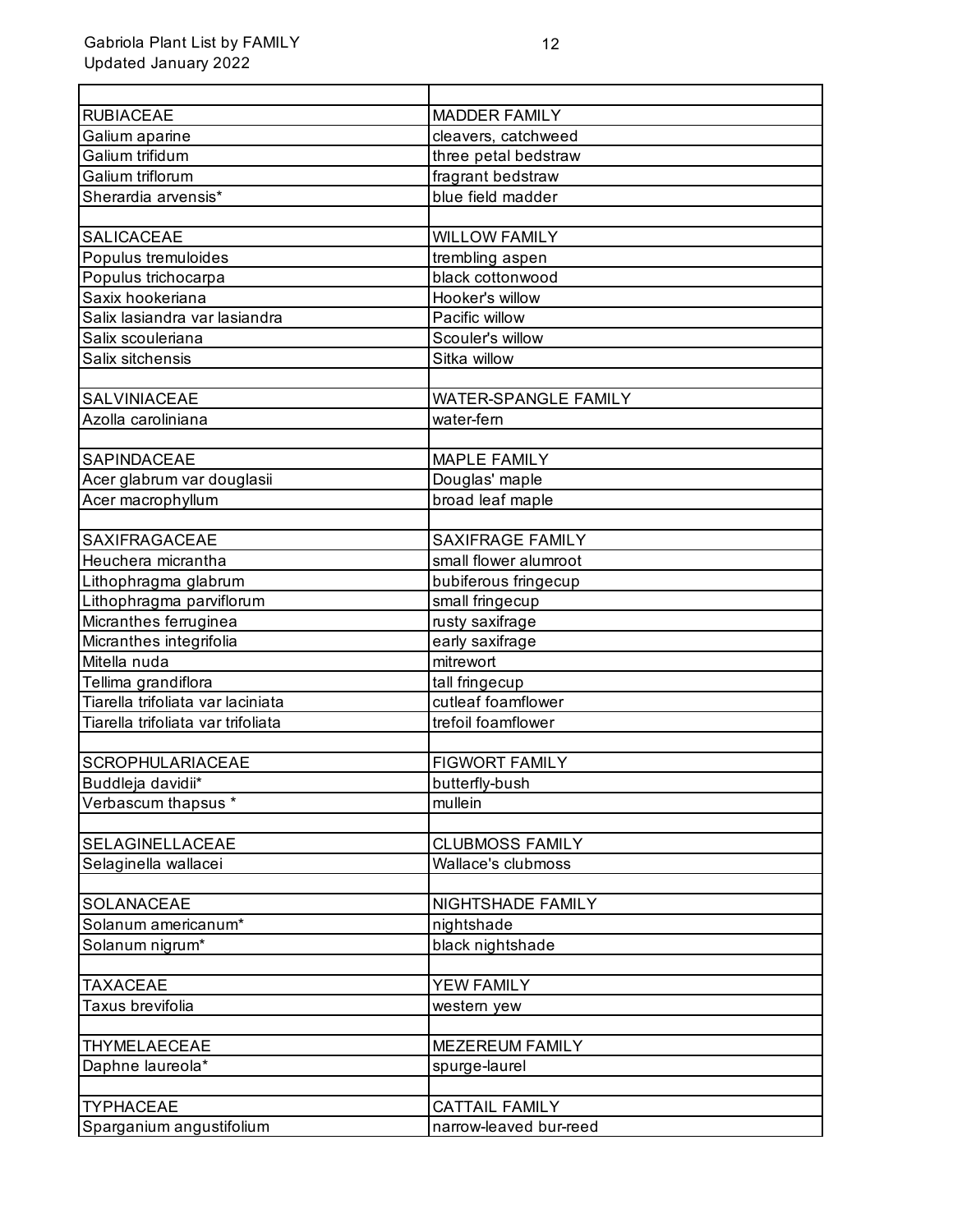| | |
|---|---|
| RUBIACEAE | MADDER FAMILY |
| Galium aparine | cleavers, catchweed |
| Galium trifidum | three petal bedstraw |
| Galium triflorum | fragrant bedstraw |
| Sherardia arvensis* | blue field madder |
| | |
| SALICACEAE | WILLOW FAMILY |
| Populus tremuloides | trembling aspen |
| Populus trichocarpa | black cottonwood |
| Saxix hookeriana | Hooker's willow |
| Salix lasiandra var lasiandra | Pacific willow |
| Salix scouleriana | Scouler's willow |
| Salix sitchensis | Sitka willow |
| | |
| SALVINIACEAE | WATER-SPANGLE FAMILY |
| Azolla caroliniana | water-fern |
| | |
| SAPINDACEAE | MAPLE FAMILY |
| Acer glabrum var douglasii | Douglas' maple |
| Acer macrophyllum | broad leaf maple |
| | |
| SAXIFRAGACEAE | SAXIFRAGE FAMILY |
| Heuchera micrantha | small flower alumroot |
| Lithophragma glabrum | bubiferous fringecup |
| Lithophragma parviflorum | small fringecup |
| Micranthes ferruginea | rusty saxifrage |
| Micranthes integrifolia | early saxifrage |
| Mitella nuda | mitrewort |
| Tellima grandiflora | tall fringecup |
| Tiarella trifoliata var laciniata | cutleaf foamflower |
| Tiarella trifoliata var trifoliata | trefoil foamflower |
| | |
| SCROPHULARIACEAE | FIGWORT FAMILY |
| Buddleja davidii* | butterfly-bush |
| Verbascum thapsus * | mullein |
| | |
| SELAGINELLACEAE | CLUBMOSS FAMILY |
| Selaginella wallacei | Wallace's clubmoss |
| | |
| SOLANACEAE | NIGHTSHADE FAMILY |
| Solanum americanum* | nightshade |
| Solanum nigrum* | black nightshade |
| | |
| TAXACEAE | YEW FAMILY |
| Taxus brevifolia | western yew |
| | |
| THYMELAECEAE | MEZEREUM FAMILY |
| Daphne laureola* | spurge-laurel |
| | |
| TYPHACEAE | CATTAIL FAMILY |
| Sparganium angustifolium | narrow-leaved bur-reed |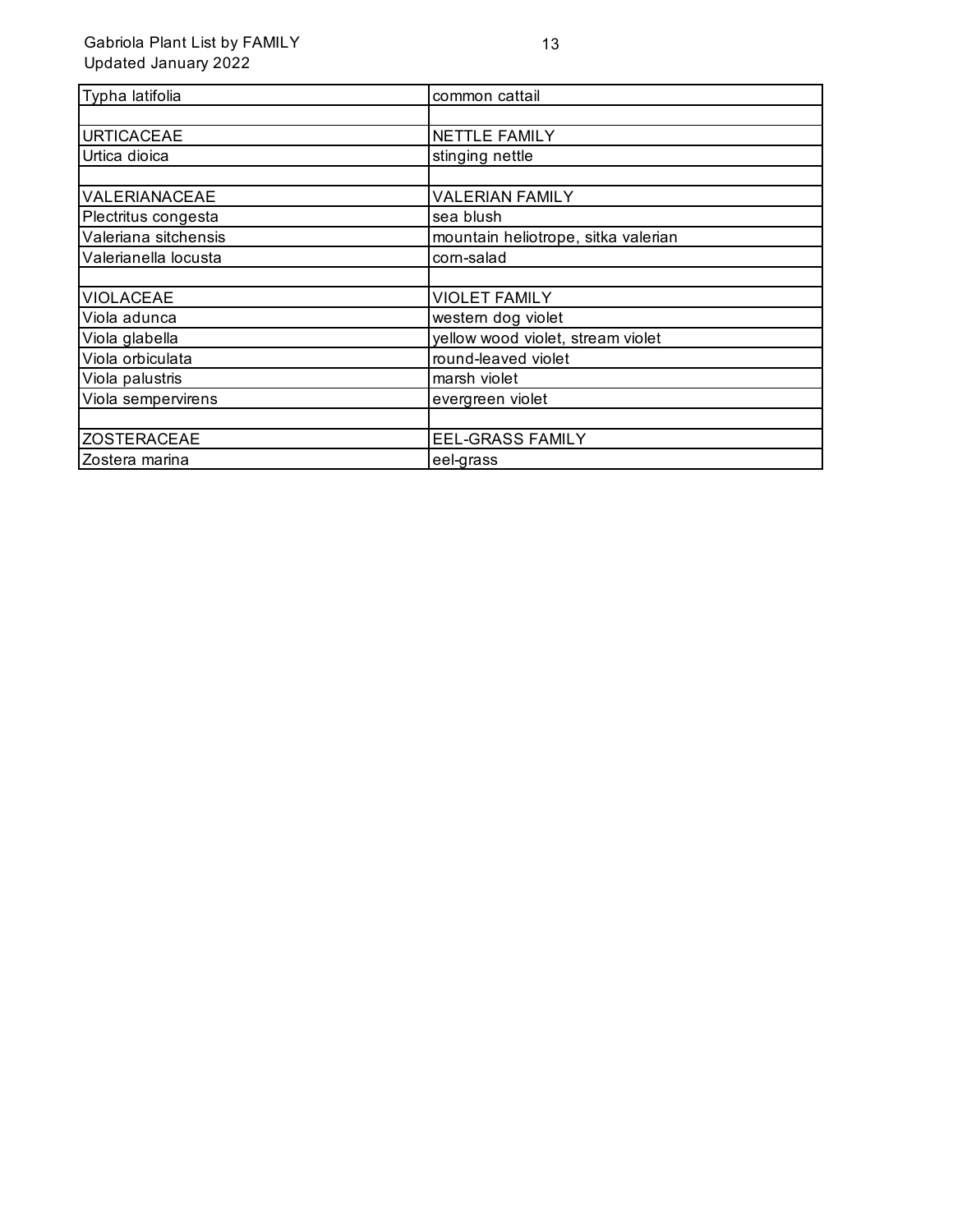| | |
|---|---|
| Typha latifolia | common cattail |
| | |
| URTICACEAE | NETTLE FAMILY |
| Urtica dioica | stinging nettle |
| | |
| VALERIANACEAE | VALERIAN FAMILY |
| Plectritus congesta | sea blush |
| Valeriana sitchensis | mountain heliotrope, sitka valerian |
| Valerianella locusta | corn-salad |
| | |
| VIOLACEAE | VIOLET FAMILY |
| Viola adunca | western dog violet |
| Viola glabella | yellow wood violet, stream violet |
| Viola orbiculata | round-leaved violet |
| Viola palustris | marsh violet |
| Viola sempervirens | evergreen violet |
| | |
| ZOSTERACEAE | EEL-GRASS FAMILY |
| Zostera marina | eel-grass |